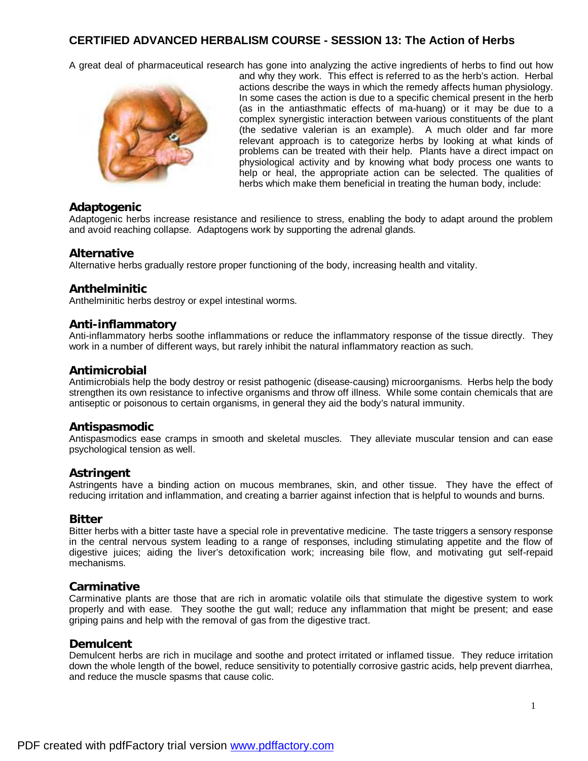# CERTIFIED ADVANCED HERBALISM COURSE - SESSION 13: The Action of Herbs

A great deal of pharmaceutical research has gone into analyzing the active ingredients of herbs to find out how and why they work. This effect is referred to as the herb's action. Herbal actions describe the ways in which the remedy affects human physiology. In some cases the action is due to a specific chemical present in the herb (as in the antiasthmatic effects of ma-huang) or it may be due to a complex synergistic interaction between various constituents of the plant (the sedative valerian is an example). A much older and far more relevant approach is to categorize herbs by looking at what kinds of problems can be treated with their help. Plants have a direct impact on physiological activity and by knowing what body process one wants to help or heal, the appropriate action can be selected. The qualities of herbs which make them beneficial in treating the human body, include:

## Adaptogenic

Adaptogenic herbs increase resistance and resilience to stress, enabling the body to adapt around the problem and avoid reaching collapse. Adaptogens work by supporting the adrenal glands.

## Alternative

Alternative herbs gradually restore proper functioning of the body, increasing health and vitality.

## Anthelminitic

Anthelminitic herbs destroy or expel intestinal worms.

## Anti-inflammatory

Anti-inflammatory herbs soothe inflammations or reduce the inflammatory response of the tissue directly. They work in a number of different ways, but rarely inhibit the natural inflammatory reaction as such.

## Antimicrobial

Antimicrobials help the body destroy or resist pathogenic (disease-causing) microorganisms. Herbs help the body strengthen its own resistance to infective organisms and throw off illness. While some contain chemicals that are antiseptic or poisonous to certain organisms, in general they aid the body's natural immunity.

## Antispasmodic

Antispasmodics ease cramps in smooth and skeletal muscles. They alleviate muscular tension and can ease psychological tension as well.

## Astringent

Astringents have a binding action on mucous membranes, skin, and other tissue. They have the effect of reducing irritation and inflammation, and creating a barrier against infection that is helpful to wounds and burns.

## Bitter

Bitter herbs with a bitter taste have a special role in preventative medicine. The taste triggers a sensory response in the central nervous system leading to a range of responses, including stimulating appetite and the flow of digestive juices; aiding the liver's detoxification work; increasing bile flow, and motivating gut self-repaid mechanisms.

## Carminative

Carminative plants are those that are rich in aromatic volatile oils that stimulate the digestive system to work properly and with ease. They soothe the gut wall; reduce any inflammation that might be present; and ease griping pains and help with the removal of gas from the digestive tract.

## Demulcent

Demulcent herbs are rich in mucilage and soothe and protect irritated or inflamed tissue. They reduce irritation down the whole length of the bowel, reduce sensitivity to potentially corrosive gastric acids, help prevent diarrhea, and reduce the muscle spasms that cause colic.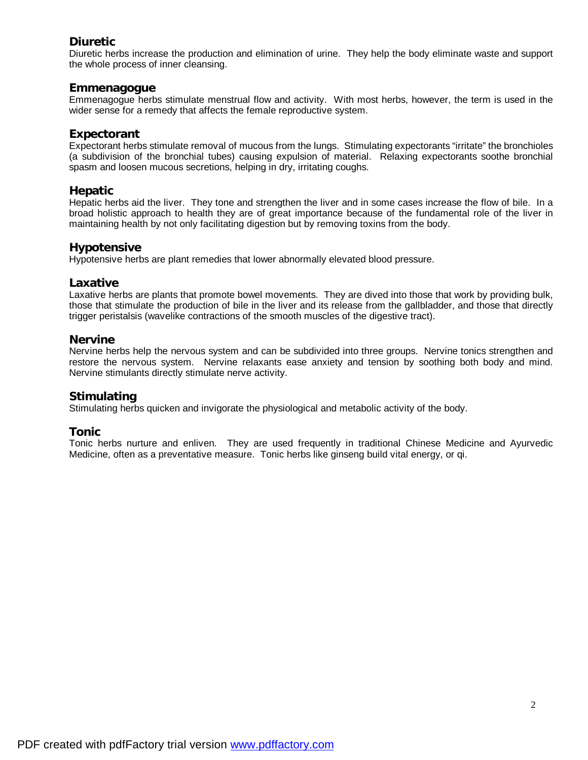### Diuretic

Diuretic herbs increase the production and elimination of urine. They help the body eliminate waste and support the whole process of inner cleansing.

### Emmenagogue

Emmenagogue herbs stimulate menstrual flow and activity. With most herbs, however, the term is used in the wider sense for a remedy that affects the female reproductive system.

### Expectorant

Expectorant herbs stimulate removal of mucous from the lungs. Stimulating expectorants "irritate" the bronchioles (a subdivision of the bronchial tubes) causing expulsion of material. Relaxing expectorants soothe bronchial spasm and loosen mucous secretions, helping in dry, irritating coughs.

### Hepatic

Hepatic herbs aid the liver. They tone and strengthen the liver and in some cases increase the flow of bile. In a broad holistic approach to health they are of great importance because of the fundamental role of the liver in maintaining health by not only facilitating digestion but by removing toxins from the body.

### Hypotensive

Hypotensive herbs are plant remedies that lower abnormally elevated blood pressure.

### Laxative

Laxative herbs are plants that promote bowel movements. They are dived into those that work by providing bulk, those that stimulate the production of bile in the liver and its release from the gallbladder, and those that directly trigger peristalsis (wavelike contractions of the smooth muscles of the digestive tract).

### Nervine

Nervine herbs help the nervous system and can be subdivided into three groups. Nervine tonics strengthen and restore the nervous system. Nervine relaxants ease anxiety and tension by soothing both body and mind. Nervine stimulants directly stimulate nerve activity.

### Stimulating

Stimulating herbs quicken and invigorate the physiological and metabolic activity of the body.

### Tonic

Tonic herbs nurture and enliven. They are used frequently in traditional Chinese Medicine and Ayurvedic Medicine, often as a preventative measure. Tonic herbs like ginseng build vital energy, or qi.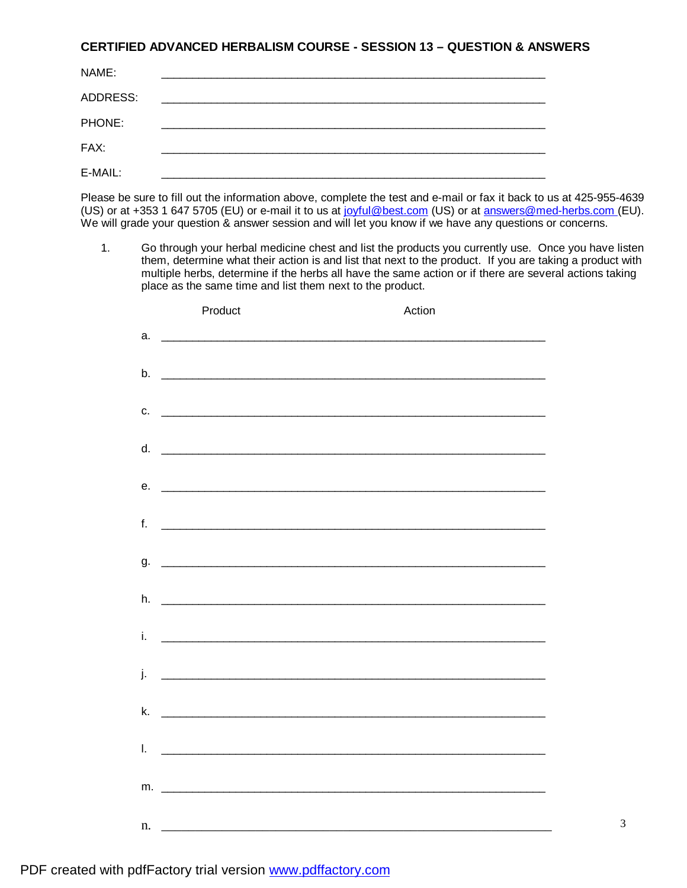**CERTIFIED ADVANCED HERBALISM COURSE - SESSION 13 – QUESTION & ANSWERS**

NAME: _______________________________________________

ADDRESS: _______________________________________________

PHONE: _______________________________________________

FAX: _______________________________________________

E-MAIL: _______________________________________________

Please be sure to fill out the information above, complete the test and e-mail or fax it back to us at 425-955-4639 (US) or at +353 1 647 5705 (EU) or e-mail it to us at joyful@best.com (US) or at answers@med-herbs.com (EU). We will grade your question & answer session and will let you know if we have any questions or concerns.

1. Go through your herbal medicine chest and list the products you currently use. Once you have listen them, determine what their action is and list that next to the product. If you are taking a product with multiple herbs, determine if the herbs all have the same action or if there are several actions taking place as the same time and list them next to the product.

   Product Action

   a. _______________________________________________

   b. _______________________________________________

   c. _______________________________________________

   d. _______________________________________________

   e. _______________________________________________

   f. _______________________________________________

   g. _______________________________________________

   h. _______________________________________________

   i. _______________________________________________

   j. _______________________________________________

   k. _______________________________________________

   l. _______________________________________________

   m. _______________________________________________

   n. _______________________________________________

PDF created with pdfFactory trial version www.pdffactory.com